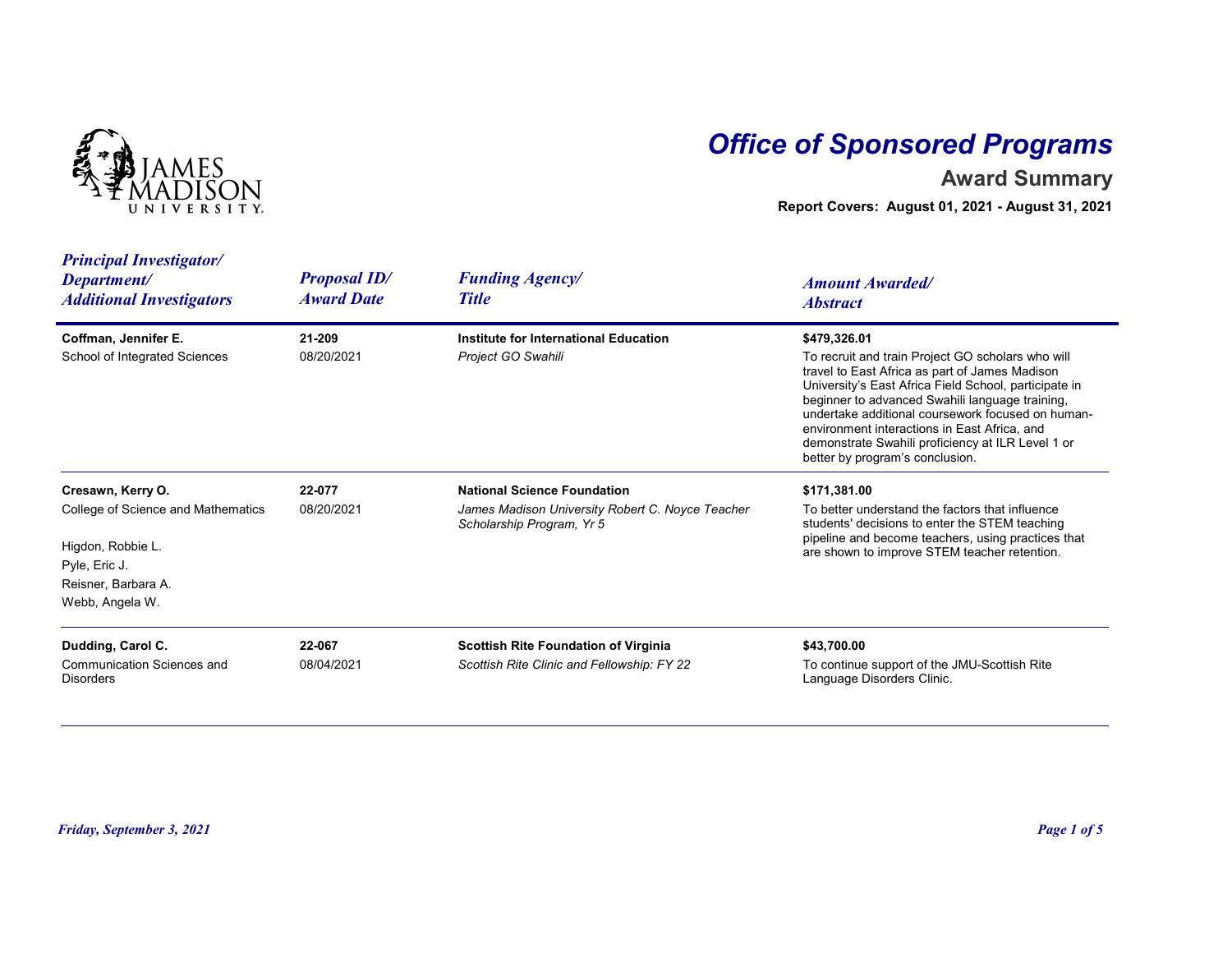# Office of Sponsored Programs

## Award Summary

**Report Covers: August 01, 2021 - August 31, 2021**

| Principal Investigator/ Department/ Additional Investigators | Proposal ID/ Award Date | Funding Agency/ Title | Amount Awarded/ Abstract |
|---|---|---|---|
| **Coffman, Jennifer E.**<br>School of Integrated Sciences | **21-209**<br>08/20/2021 | **Institute for International Education**<br>*Project GO Swahili* | **$479,326.01**<br>To recruit and train Project GO scholars who will travel to East Africa as part of James Madison University's East Africa Field School, participate in beginner to advanced Swahili language training, undertake additional coursework focused on human-environment interactions in East Africa, and demonstrate Swahili proficiency at ILR Level 1 or better by program's conclusion. |
| **Cresawn, Kerry O.**<br>College of Science and Mathematics<br>Higdon, Robbie L.<br>Pyle, Eric J.<br>Reisner, Barbara A.<br>Webb, Angela W. | **22-077**<br>08/20/2021 | **National Science Foundation**<br>*James Madison University Robert C. Noyce Teacher Scholarship Program, Yr 5* | **$171,381.00**<br>To better understand the factors that influence students' decisions to enter the STEM teaching pipeline and become teachers, using practices that are shown to improve STEM teacher retention. |
| **Dudding, Carol C.**<br>Communication Sciences and Disorders | **22-067**<br>08/04/2021 | **Scottish Rite Foundation of Virginia**<br>*Scottish Rite Clinic and Fellowship: FY 22* | **$43,700.00**<br>To continue support of the JMU-Scottish Rite Language Disorders Clinic. |

*Friday, September 3, 2021*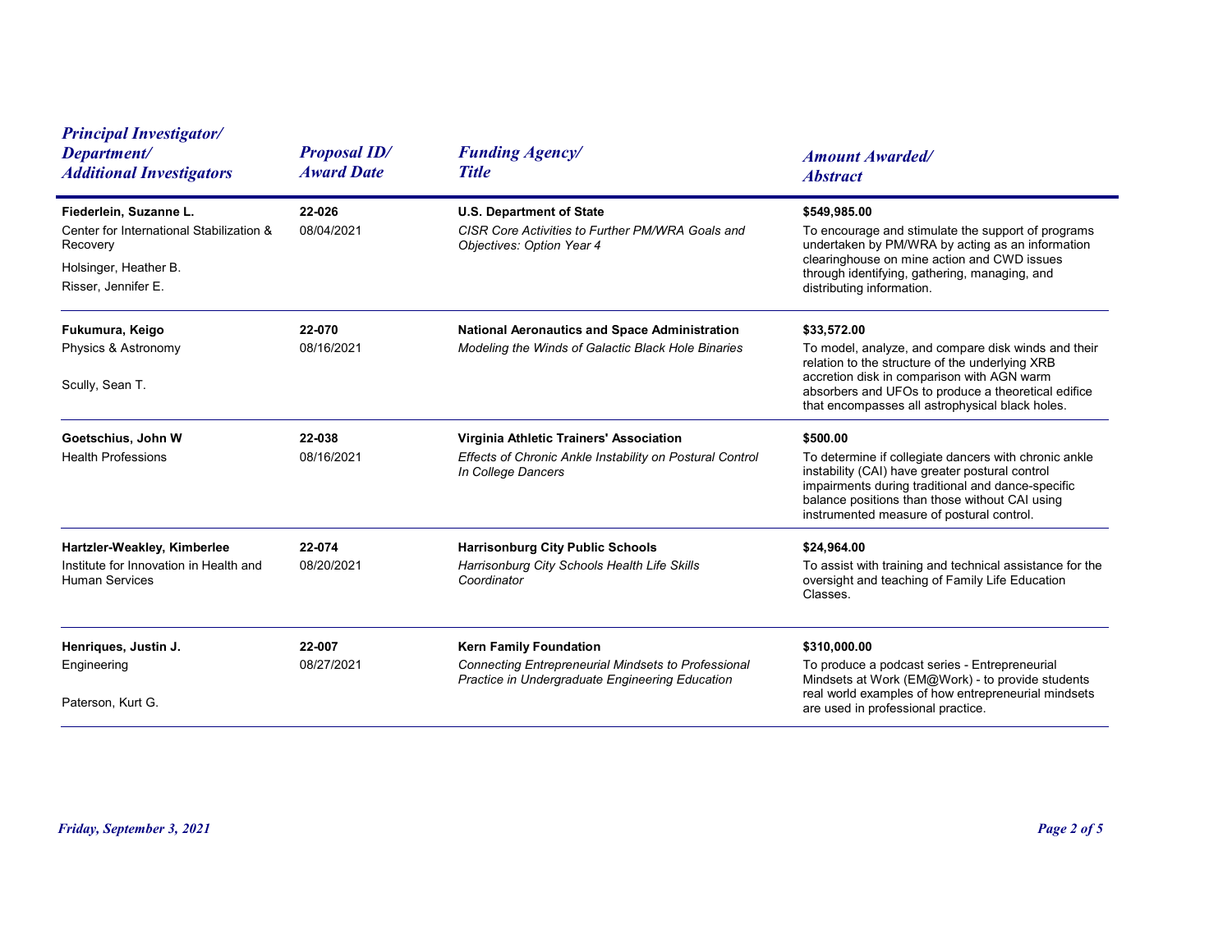| *Principal Investigator/ Department/ Additional Investigators* | *Proposal ID/ Award Date* | *Funding Agency/ Title* | *Amount Awarded/ Abstract* |
|---|---|---|---|
| **Fiederlein, Suzanne L.**<br>Center for International Stabilization & Recovery<br>Holsinger, Heather B.<br>Risser, Jennifer E. | **22-026**<br>08/04/2021 | **U.S. Department of State**<br>*CISR Core Activities to Further PM/WRA Goals and Objectives: Option Year 4* | **$549,985.00**<br>To encourage and stimulate the support of programs undertaken by PM/WRA by acting as an information clearinghouse on mine action and CWD issues through identifying, gathering, managing, and distributing information. |
| **Fukumura, Keigo**<br>Physics & Astronomy<br>Scully, Sean T. | **22-070**<br>08/16/2021 | **National Aeronautics and Space Administration**<br>*Modeling the Winds of Galactic Black Hole Binaries* | **$33,572.00**<br>To model, analyze, and compare disk winds and their relation to the structure of the underlying XRB accretion disk in comparison with AGN warm absorbers and UFOs to produce a theoretical edifice that encompasses all astrophysical black holes. |
| **Goetschius, John W**<br>Health Professions | **22-038**<br>08/16/2021 | **Virginia Athletic Trainers' Association**<br>*Effects of Chronic Ankle Instability on Postural Control In College Dancers* | **$500.00**<br>To determine if collegiate dancers with chronic ankle instability (CAI) have greater postural control impairments during traditional and dance-specific balance positions than those without CAI using instrumented measure of postural control. |
| **Hartzler-Weakley, Kimberlee**<br>Institute for Innovation in Health and Human Services | **22-074**<br>08/20/2021 | **Harrisonburg City Public Schools**<br>*Harrisonburg City Schools Health Life Skills Coordinator* | **$24,964.00**<br>To assist with training and technical assistance for the oversight and teaching of Family Life Education Classes. |
| **Henriques, Justin J.**<br>Engineering<br>Paterson, Kurt G. | **22-007**<br>08/27/2021 | **Kern Family Foundation**<br>*Connecting Entrepreneurial Mindsets to Professional Practice in Undergraduate Engineering Education* | **$310,000.00**<br>To produce a podcast series - Entrepreneurial Mindsets at Work (EM@Work) - to provide students real world examples of how entrepreneurial mindsets are used in professional practice. |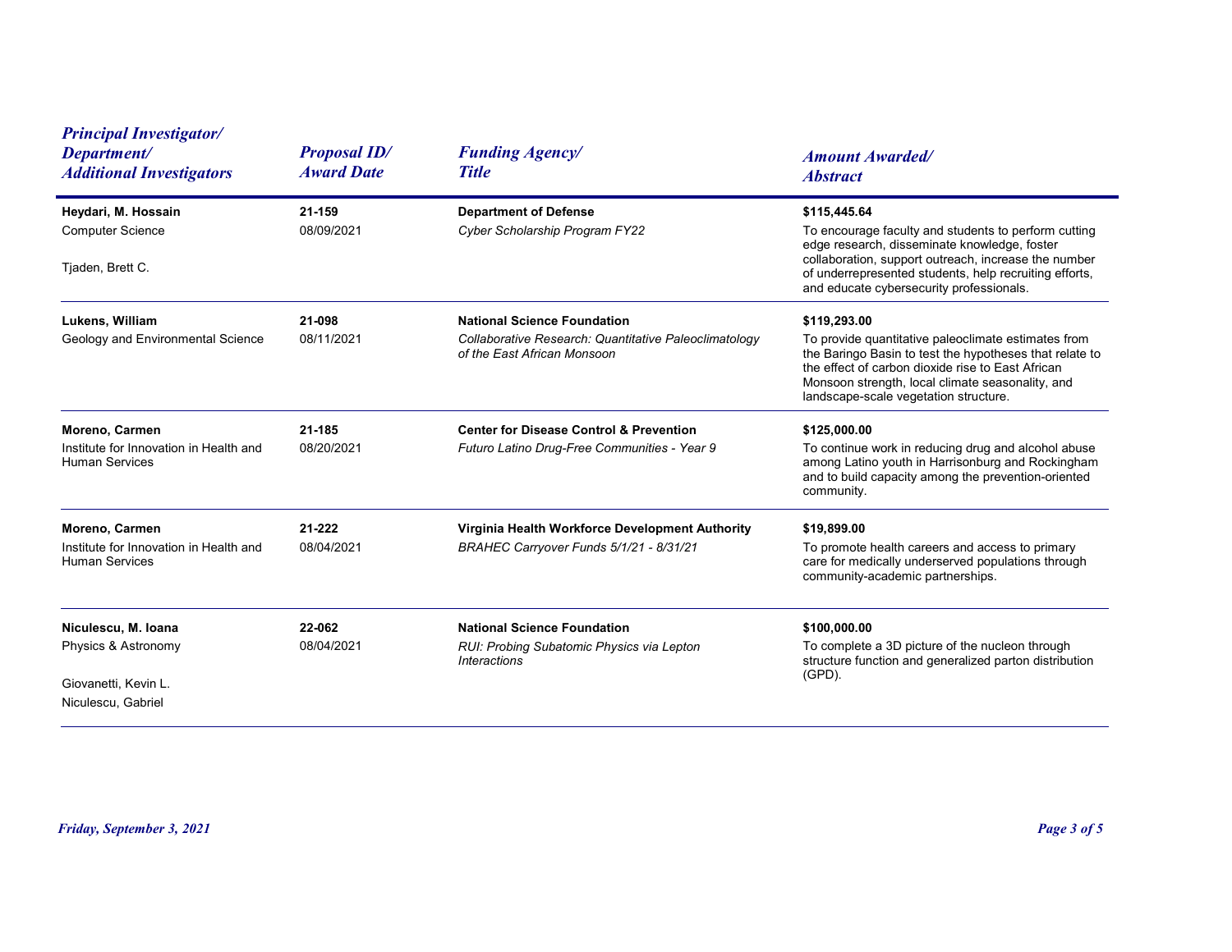| Principal Investigator/ Department/ Additional Investigators | Proposal ID/ Award Date | Funding Agency/ Title | Amount Awarded/ Abstract |
| --- | --- | --- | --- |
| **Heydari, M. Hossain**<br>Computer Science<br><br>Tjaden, Brett C. | **21-159**<br>08/09/2021 | **Department of Defense**<br>*Cyber Scholarship Program FY22* | **$115,445.64**<br>To encourage faculty and students to perform cutting edge research, disseminate knowledge, foster collaboration, support outreach, increase the number of underrepresented students, help recruiting efforts, and educate cybersecurity professionals. |
| **Lukens, William**<br>Geology and Environmental Science | **21-098**<br>08/11/2021 | **National Science Foundation**<br>*Collaborative Research: Quantitative Paleoclimatology of the East African Monsoon* | **$119,293.00**<br>To provide quantitative paleoclimate estimates from the Baringo Basin to test the hypotheses that relate to the effect of carbon dioxide rise to East African Monsoon strength, local climate seasonality, and landscape-scale vegetation structure. |
| **Moreno, Carmen**<br>Institute for Innovation in Health and Human Services | **21-185**<br>08/20/2021 | **Center for Disease Control & Prevention**<br>*Futuro Latino Drug-Free Communities - Year 9* | **$125,000.00**<br>To continue work in reducing drug and alcohol abuse among Latino youth in Harrisonburg and Rockingham and to build capacity among the prevention-oriented community. |
| **Moreno, Carmen**<br>Institute for Innovation in Health and Human Services | **21-222**<br>08/04/2021 | **Virginia Health Workforce Development Authority**<br>*BRAHEC Carryover Funds 5/1/21 - 8/31/21* | **$19,899.00**<br>To promote health careers and access to primary care for medically underserved populations through community-academic partnerships. |
| **Niculescu, M. Ioana**<br>Physics & Astronomy<br><br>Giovanetti, Kevin L.<br>Niculescu, Gabriel | **22-062**<br>08/04/2021 | **National Science Foundation**<br>*RUI: Probing Subatomic Physics via Lepton Interactions* | **$100,000.00**<br>To complete a 3D picture of the nucleon through structure function and generalized parton distribution (GPD). |

Friday, September 3, 2021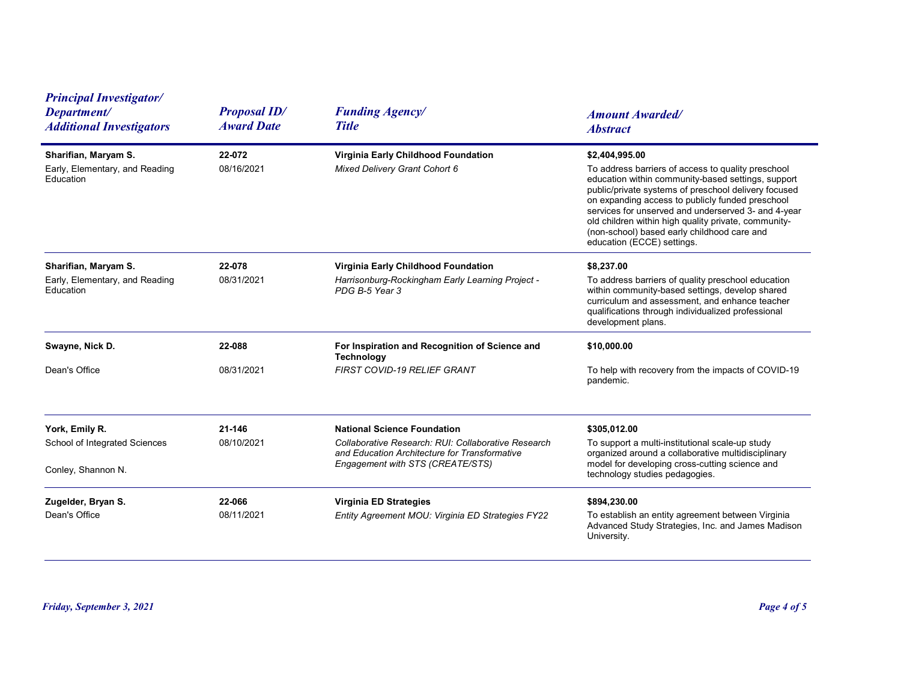| Principal Investigator/ Department/ Additional Investigators | Proposal ID/ Award Date | Funding Agency/ Title | Amount Awarded/ Abstract |
|---|---|---|---|
| **Sharifian, Maryam S.**<br>Early, Elementary, and Reading Education | **22-072**<br>08/16/2021 | **Virginia Early Childhood Foundation**<br>*Mixed Delivery Grant Cohort 6* | **$2,404,995.00**<br>To address barriers of access to quality preschool education within community-based settings, support public/private systems of preschool delivery focused on expanding access to publicly funded preschool services for unserved and underserved 3- and 4-year old children within high quality private, community-(non-school) based early childhood care and education (ECCE) settings. |
| **Sharifian, Maryam S.**<br>Early, Elementary, and Reading Education | **22-078**<br>08/31/2021 | **Virginia Early Childhood Foundation**<br>*Harrisonburg-Rockingham Early Learning Project - PDG B-5 Year 3* | **$8,237.00**<br>To address barriers of quality preschool education within community-based settings, develop shared curriculum and assessment, and enhance teacher qualifications through individualized professional development plans. |
| **Swayne, Nick D.**<br>Dean's Office | **22-088**<br>08/31/2021 | **For Inspiration and Recognition of Science and Technology**<br>*FIRST COVID-19 RELIEF GRANT* | **$10,000.00**<br>To help with recovery from the impacts of COVID-19 pandemic. |
| **York, Emily R.**<br>School of Integrated Sciences<br>Conley, Shannon N. | **21-146**<br>08/10/2021 | **National Science Foundation**<br>*Collaborative Research: RUI: Collaborative Research and Education Architecture for Transformative Engagement with STS (CREATE/STS)* | **$305,012.00**<br>To support a multi-institutional scale-up study organized around a collaborative multidisciplinary model for developing cross-cutting science and technology studies pedagogies. |
| **Zugelder, Bryan S.**<br>Dean's Office | **22-066**<br>08/11/2021 | **Virginia ED Strategies**<br>*Entity Agreement MOU: Virginia ED Strategies FY22* | **$894,230.00**<br>To establish an entity agreement between Virginia Advanced Study Strategies, Inc. and James Madison University. |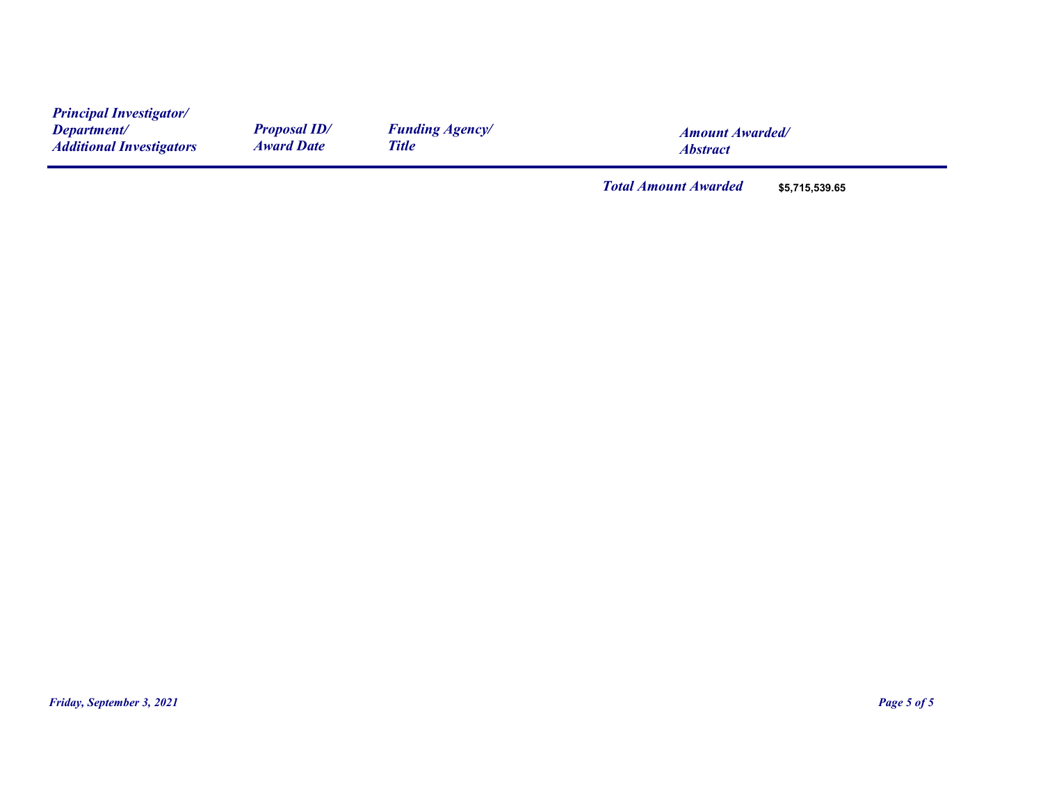| Principal Investigator/ Department/ Additional Investigators | Proposal ID/ Award Date | Funding Agency/ Title | Amount Awarded/ Abstract |
|---|---|---|---|
| | | ***Total Amount Awarded*** | **$5,715,539.65** |